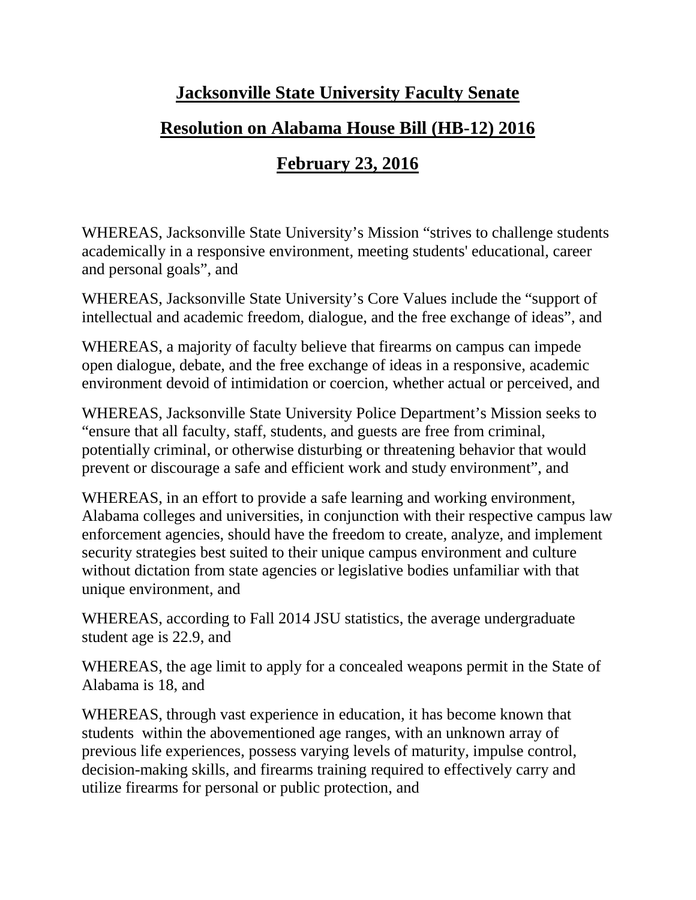# Jacksonville State University Faculty Senate

## Resolution on Alabama House Bill (HB-12) 2016

## February 23, 2016

WHEREAS, Jacksonville State University's Mission "strives to challenge students academically in a responsive environment, meeting students' educational, career and personal goals", and

WHEREAS, Jacksonville State University's Core Values include the "support of intellectual and academic freedom, dialogue, and the free exchange of ideas", and

WHEREAS, a majority of faculty believe that firearms on campus can impede open dialogue, debate, and the free exchange of ideas in a responsive, academic environment devoid of intimidation or coercion, whether actual or perceived, and

WHEREAS, Jacksonville State University Police Department's Mission seeks to "ensure that all faculty, staff, students, and guests are free from criminal, potentially criminal, or otherwise disturbing or threatening behavior that would prevent or discourage a safe and efficient work and study environment", and

WHEREAS, in an effort to provide a safe learning and working environment, Alabama colleges and universities, in conjunction with their respective campus law enforcement agencies, should have the freedom to create, analyze, and implement security strategies best suited to their unique campus environment and culture without dictation from state agencies or legislative bodies unfamiliar with that unique environment, and

WHEREAS, according to Fall 2014 JSU statistics, the average undergraduate student age is 22.9, and

WHEREAS, the age limit to apply for a concealed weapons permit in the State of Alabama is 18, and

WHEREAS, through vast experience in education, it has become known that students within the abovementioned age ranges, with an unknown array of previous life experiences, possess varying levels of maturity, impulse control, decision-making skills, and firearms training required to effectively carry and utilize firearms for personal or public protection, and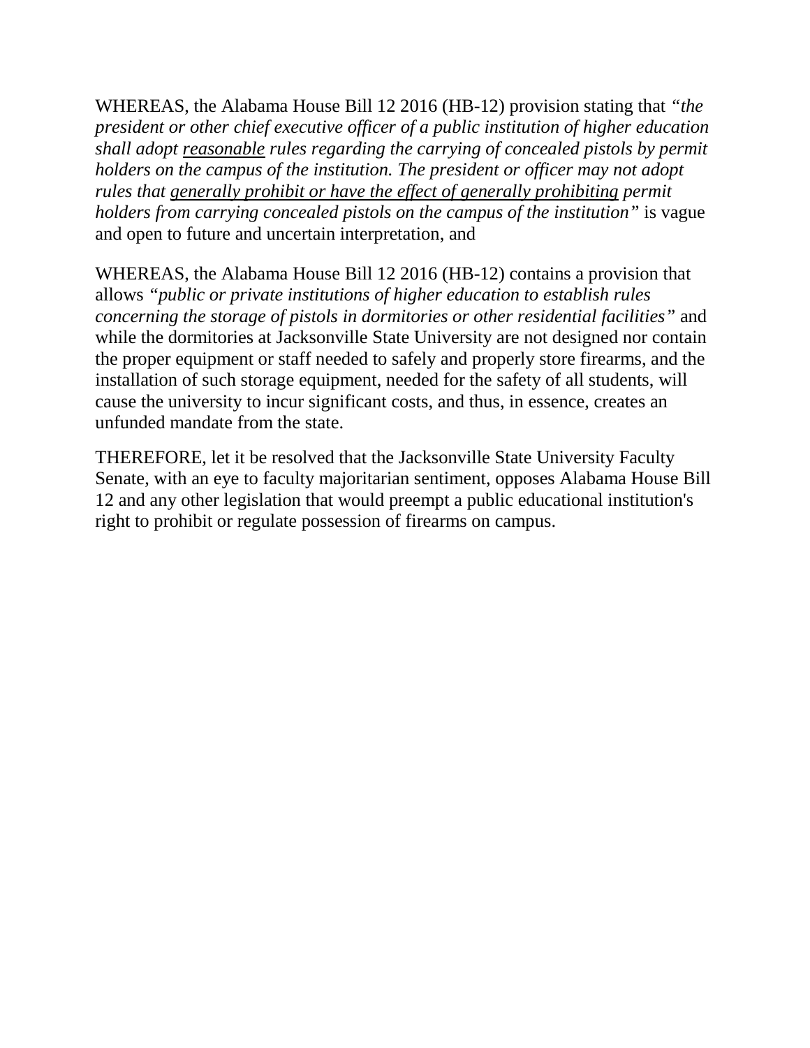WHEREAS, the Alabama House Bill 12 2016 (HB-12) provision stating that *"the president or other chief executive officer of a public institution of higher education shall adopt <u>reasonable</u> rules regarding the carrying of concealed pistols by permit holders on the campus of the institution. The president or officer may not adopt rules that <u>generally prohibit or have the effect of generally prohibiting</u> permit holders from carrying concealed pistols on the campus of the institution"* is vague and open to future and uncertain interpretation, and

WHEREAS, the Alabama House Bill 12 2016 (HB-12) contains a provision that allows *"public or private institutions of higher education to establish rules concerning the storage of pistols in dormitories or other residential facilities"* and while the dormitories at Jacksonville State University are not designed nor contain the proper equipment or staff needed to safely and properly store firearms, and the installation of such storage equipment, needed for the safety of all students, will cause the university to incur significant costs, and thus, in essence, creates an unfunded mandate from the state.

THEREFORE, let it be resolved that the Jacksonville State University Faculty Senate, with an eye to faculty majoritarian sentiment, opposes Alabama House Bill 12 and any other legislation that would preempt a public educational institution's right to prohibit or regulate possession of firearms on campus.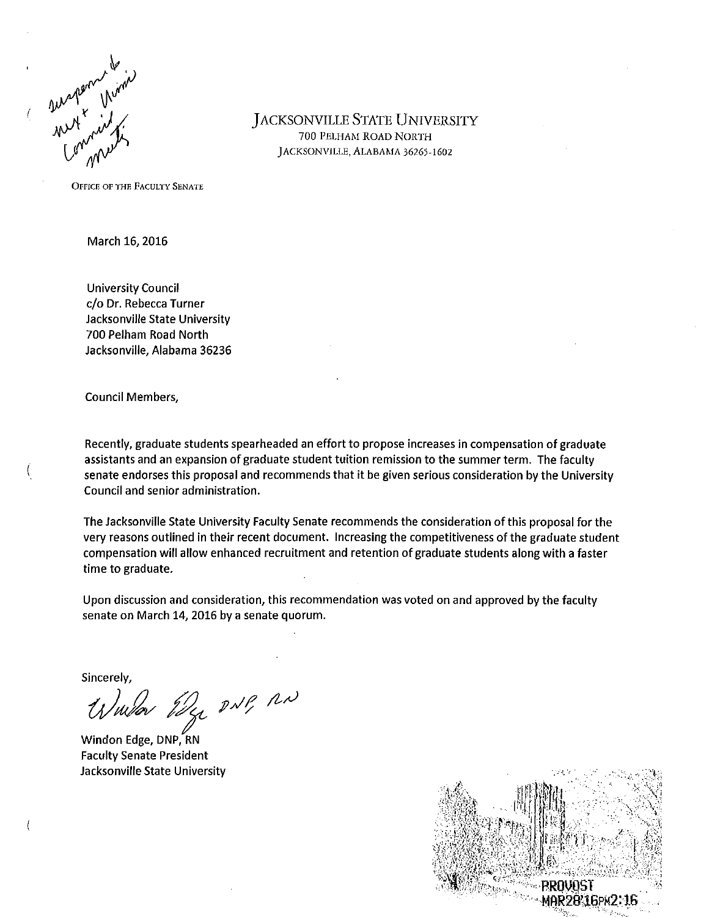suspend to next Univ Council mtg

# Jacksonville State University

700 Pelham Road North
Jacksonville, Alabama 36265-1602

Office of the Faculty Senate

March 16, 2016

University Council
c/o Dr. Rebecca Turner
Jacksonville State University
700 Pelham Road North
Jacksonville, Alabama 36236

Council Members,

Recently, graduate students spearheaded an effort to propose increases in compensation of graduate assistants and an expansion of graduate student tuition remission to the summer term. The faculty senate endorses this proposal and recommends that it be given serious consideration by the University Council and senior administration.

The Jacksonville State University Faculty Senate recommends the consideration of this proposal for the very reasons outlined in their recent document. Increasing the competitiveness of the graduate student compensation will allow enhanced recruitment and retention of graduate students along with a faster time to graduate.

Upon discussion and consideration, this recommendation was voted on and approved by the faculty senate on March 14, 2016 by a senate quorum.

Sincerely,

Windon Edge DNP, RN

Windon Edge, DNP, RN
Faculty Senate President
Jacksonville State University

PROVOST
MAR28'16PM2:16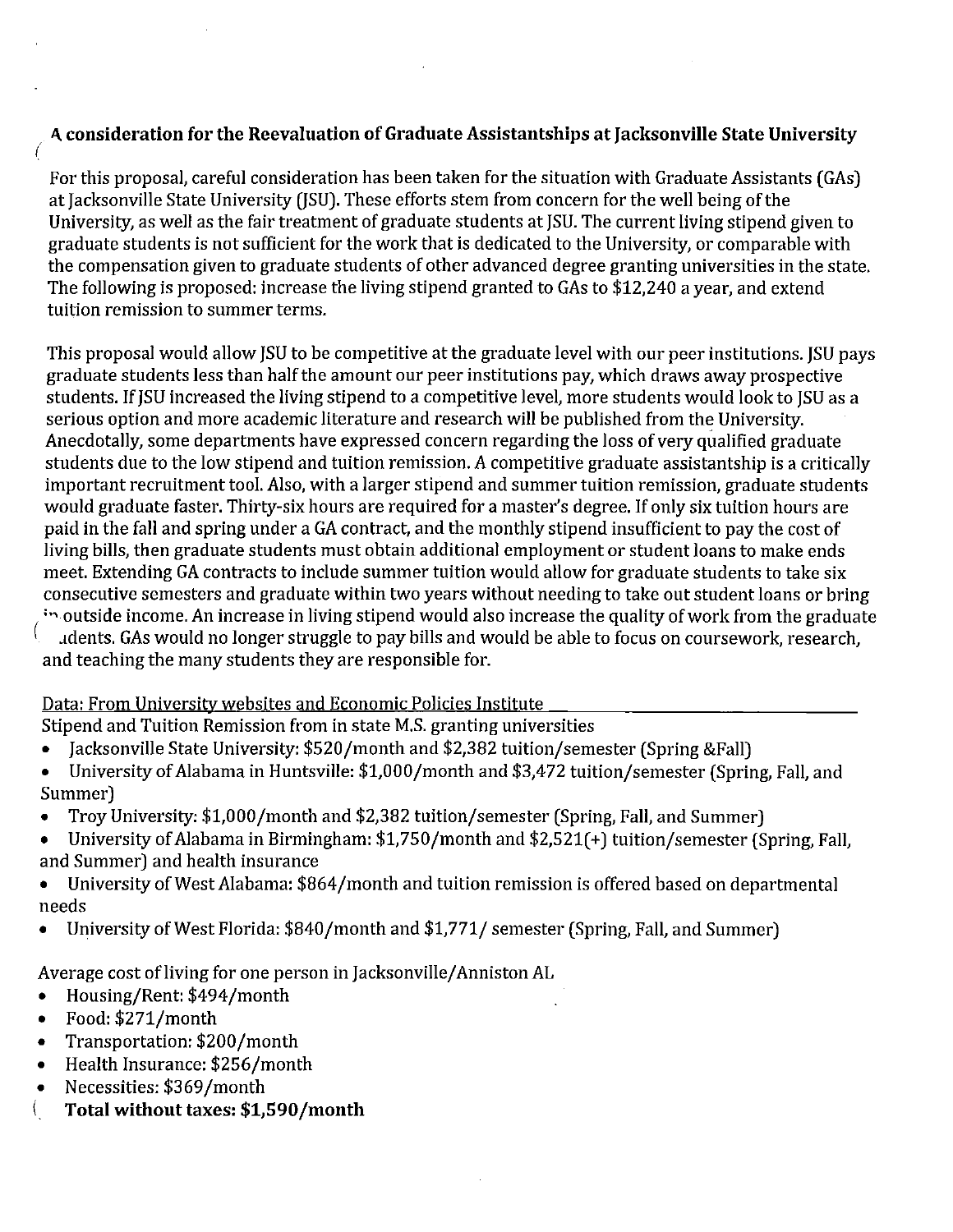## A consideration for the Reevaluation of Graduate Assistantships at Jacksonville State University

For this proposal, careful consideration has been taken for the situation with Graduate Assistants (GAs) at Jacksonville State University (JSU). These efforts stem from concern for the well being of the University, as well as the fair treatment of graduate students at JSU. The current living stipend given to graduate students is not sufficient for the work that is dedicated to the University, or comparable with the compensation given to graduate students of other advanced degree granting universities in the state. The following is proposed: increase the living stipend granted to GAs to $12,240 a year, and extend tuition remission to summer terms.

This proposal would allow JSU to be competitive at the graduate level with our peer institutions. JSU pays graduate students less than half the amount our peer institutions pay, which draws away prospective students. If JSU increased the living stipend to a competitive level, more students would look to JSU as a serious option and more academic literature and research will be published from the University. Anecdotally, some departments have expressed concern regarding the loss of very qualified graduate students due to the low stipend and tuition remission. A competitive graduate assistantship is a critically important recruitment tool. Also, with a larger stipend and summer tuition remission, graduate students would graduate faster. Thirty-six hours are required for a master's degree. If only six tuition hours are paid in the fall and spring under a GA contract, and the monthly stipend insufficient to pay the cost of living bills, then graduate students must obtain additional employment or student loans to make ends meet. Extending GA contracts to include summer tuition would allow for graduate students to take six consecutive semesters and graduate within two years without needing to take out student loans or bring in outside income. An increase in living stipend would also increase the quality of work from the graduate students. GAs would no longer struggle to pay bills and would be able to focus on coursework, research, and teaching the many students they are responsible for.

Data: From University websites and Economic Policies Institute

Stipend and Tuition Remission from in state M.S. granting universities

- Jacksonville State University: $520/month and $2,382 tuition/semester (Spring &Fall)
- University of Alabama in Huntsville: $1,000/month and $3,472 tuition/semester (Spring, Fall, and Summer)
- Troy University: $1,000/month and $2,382 tuition/semester (Spring, Fall, and Summer)
- University of Alabama in Birmingham: $1,750/month and $2,521(+) tuition/semester (Spring, Fall, and Summer) and health insurance
- University of West Alabama: $864/month and tuition remission is offered based on departmental needs
- University of West Florida: $840/month and $1,771/ semester (Spring, Fall, and Summer)

Average cost of living for one person in Jacksonville/Anniston AL

- Housing/Rent: $494/month
- Food: $271/month
- Transportation: $200/month
- Health Insurance: $256/month
- Necessities: $369/month
- **Total without taxes: $1,590/month**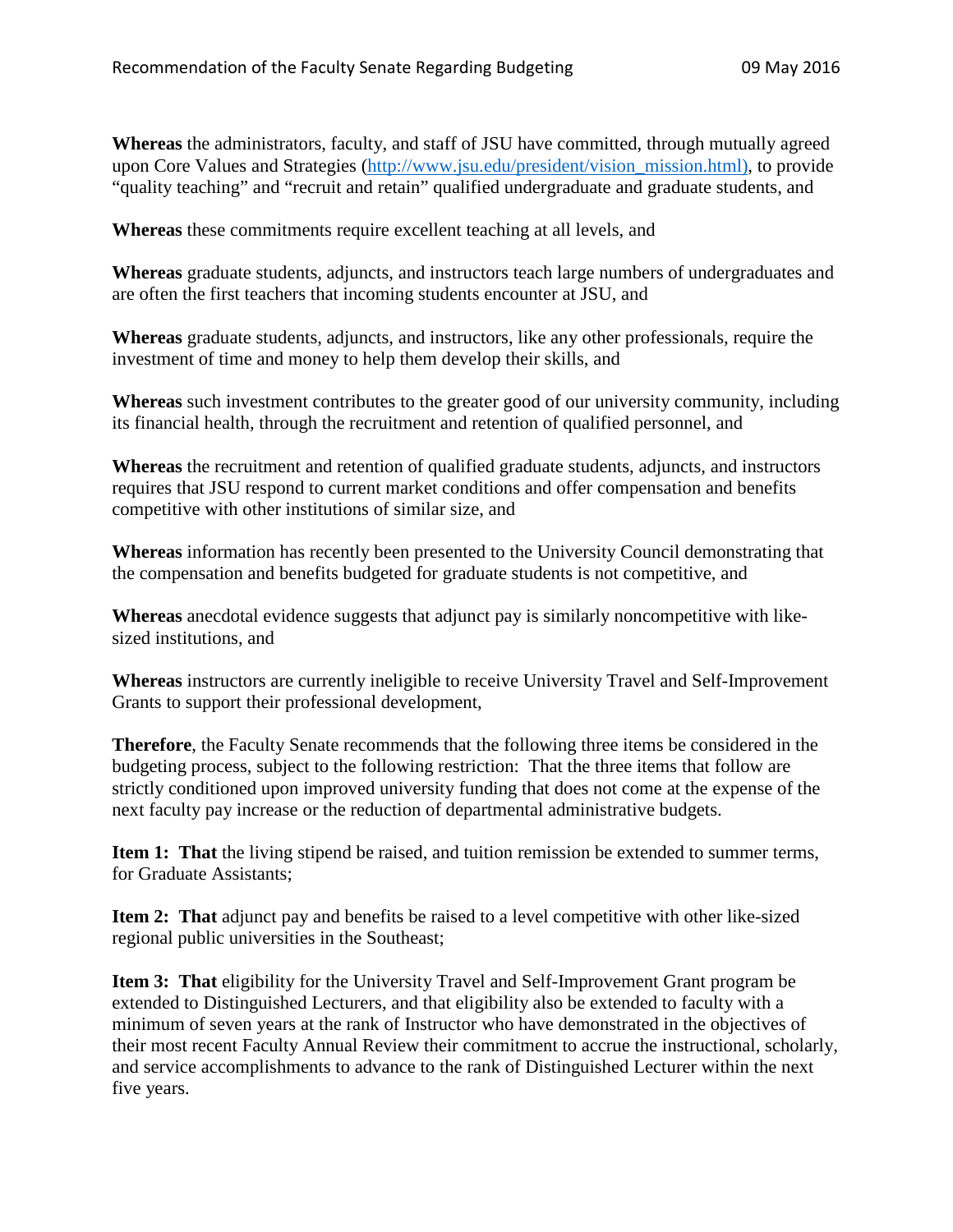**Whereas** the administrators, faculty, and staff of JSU have committed, through mutually agreed upon Core Values and Strategies (http://www.jsu.edu/president/vision_mission.html), to provide "quality teaching" and "recruit and retain" qualified undergraduate and graduate students, and

**Whereas** these commitments require excellent teaching at all levels, and

**Whereas** graduate students, adjuncts, and instructors teach large numbers of undergraduates and are often the first teachers that incoming students encounter at JSU, and

**Whereas** graduate students, adjuncts, and instructors, like any other professionals, require the investment of time and money to help them develop their skills, and

**Whereas** such investment contributes to the greater good of our university community, including its financial health, through the recruitment and retention of qualified personnel, and

**Whereas** the recruitment and retention of qualified graduate students, adjuncts, and instructors requires that JSU respond to current market conditions and offer compensation and benefits competitive with other institutions of similar size, and

**Whereas** information has recently been presented to the University Council demonstrating that the compensation and benefits budgeted for graduate students is not competitive, and

**Whereas** anecdotal evidence suggests that adjunct pay is similarly noncompetitive with like-sized institutions, and

**Whereas** instructors are currently ineligible to receive University Travel and Self-Improvement Grants to support their professional development,

**Therefore**, the Faculty Senate recommends that the following three items be considered in the budgeting process, subject to the following restriction: That the three items that follow are strictly conditioned upon improved university funding that does not come at the expense of the next faculty pay increase or the reduction of departmental administrative budgets.

**Item 1: That** the living stipend be raised, and tuition remission be extended to summer terms, for Graduate Assistants;

**Item 2: That** adjunct pay and benefits be raised to a level competitive with other like-sized regional public universities in the Southeast;

**Item 3: That** eligibility for the University Travel and Self-Improvement Grant program be extended to Distinguished Lecturers, and that eligibility also be extended to faculty with a minimum of seven years at the rank of Instructor who have demonstrated in the objectives of their most recent Faculty Annual Review their commitment to accrue the instructional, scholarly, and service accomplishments to advance to the rank of Distinguished Lecturer within the next five years.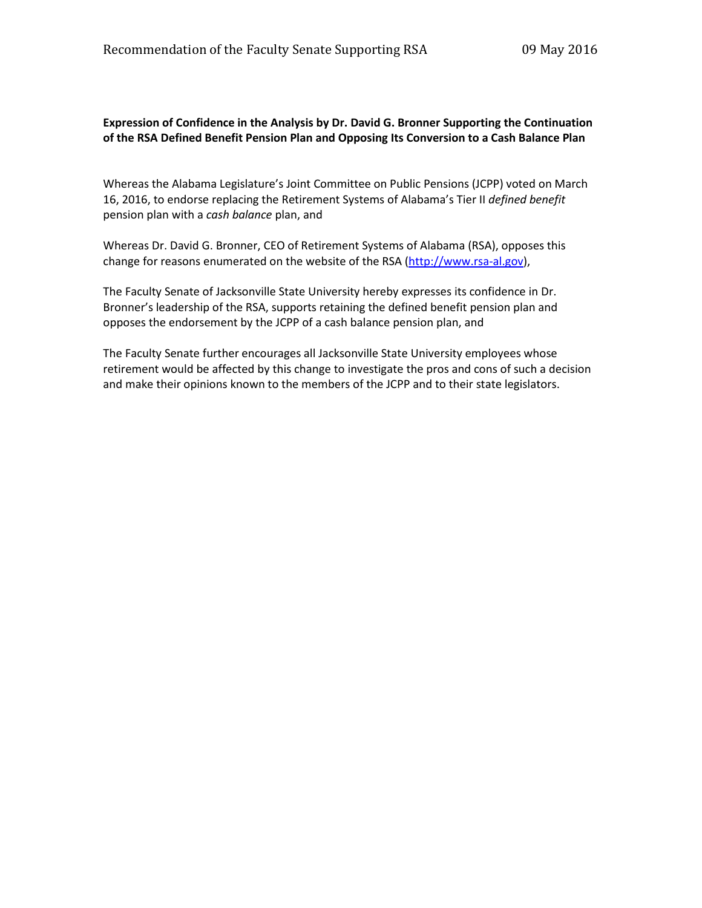**Expression of Confidence in the Analysis by Dr. David G. Bronner Supporting the Continuation of the RSA Defined Benefit Pension Plan and Opposing Its Conversion to a Cash Balance Plan**

Whereas the Alabama Legislature's Joint Committee on Public Pensions (JCPP) voted on March 16, 2016, to endorse replacing the Retirement Systems of Alabama's Tier II *defined benefit* pension plan with a *cash balance* plan, and

Whereas Dr. David G. Bronner, CEO of Retirement Systems of Alabama (RSA), opposes this change for reasons enumerated on the website of the RSA (http://www.rsa-al.gov),

The Faculty Senate of Jacksonville State University hereby expresses its confidence in Dr. Bronner's leadership of the RSA, supports retaining the defined benefit pension plan and opposes the endorsement by the JCPP of a cash balance pension plan, and

The Faculty Senate further encourages all Jacksonville State University employees whose retirement would be affected by this change to investigate the pros and cons of such a decision and make their opinions known to the members of the JCPP and to their state legislators.